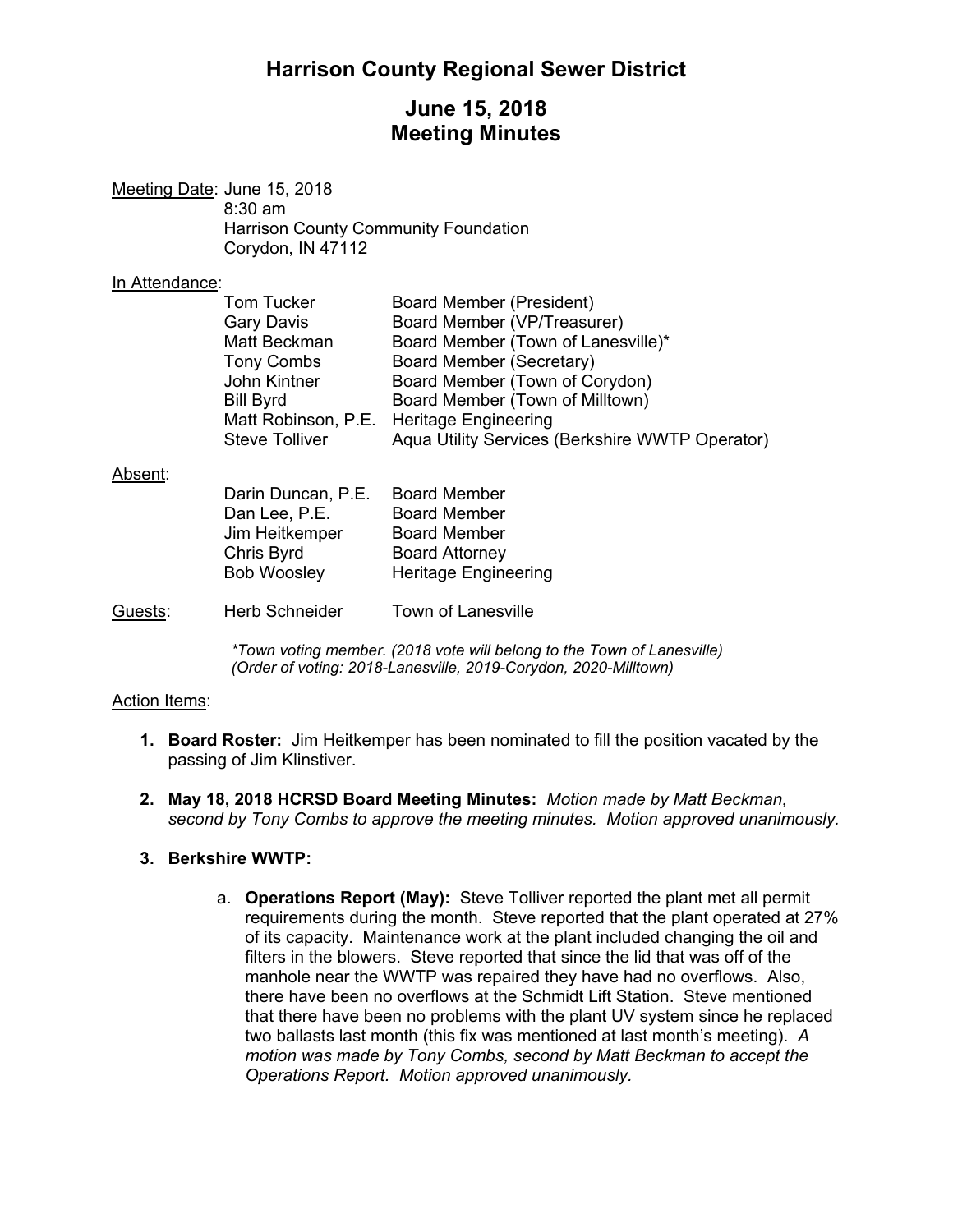# Harrison County Regional Sewer District

## June 15, 2018
## Meeting Minutes

Meeting Date: June 15, 2018
8:30 am
Harrison County Community Foundation
Corydon, IN 47112

In Attendance:

| | |
|---|---|
| Tom Tucker | Board Member (President) |
| Gary Davis | Board Member (VP/Treasurer) |
| Matt Beckman | Board Member (Town of Lanesville)* |
| Tony Combs | Board Member (Secretary) |
| John Kintner | Board Member (Town of Corydon) |
| Bill Byrd | Board Member (Town of Milltown) |
| Matt Robinson, P.E. | Heritage Engineering |
| Steve Tolliver | Aqua Utility Services (Berkshire WWTP Operator) |

Absent:

| | |
|---|---|
| Darin Duncan, P.E. | Board Member |
| Dan Lee, P.E. | Board Member |
| Jim Heitkemper | Board Member |
| Chris Byrd | Board Attorney |
| Bob Woosley | Heritage Engineering |

Guests: Herb Schneider Town of Lanesville

*\*Town voting member. (2018 vote will belong to the Town of Lanesville)*
*(Order of voting: 2018-Lanesville, 2019-Corydon, 2020-Milltown)*

Action Items:

1. **Board Roster:** Jim Heitkemper has been nominated to fill the position vacated by the passing of Jim Klinstiver.

2. **May 18, 2018 HCRSD Board Meeting Minutes:** *Motion made by Matt Beckman, second by Tony Combs to approve the meeting minutes. Motion approved unanimously.*

3. **Berkshire WWTP:**

   a. **Operations Report (May):** Steve Tolliver reported the plant met all permit requirements during the month. Steve reported that the plant operated at 27% of its capacity. Maintenance work at the plant included changing the oil and filters in the blowers. Steve reported that since the lid that was off of the manhole near the WWTP was repaired they have had no overflows. Also, there have been no overflows at the Schmidt Lift Station. Steve mentioned that there have been no problems with the plant UV system since he replaced two ballasts last month (this fix was mentioned at last month's meeting). *A motion was made by Tony Combs, second by Matt Beckman to accept the Operations Report. Motion approved unanimously.*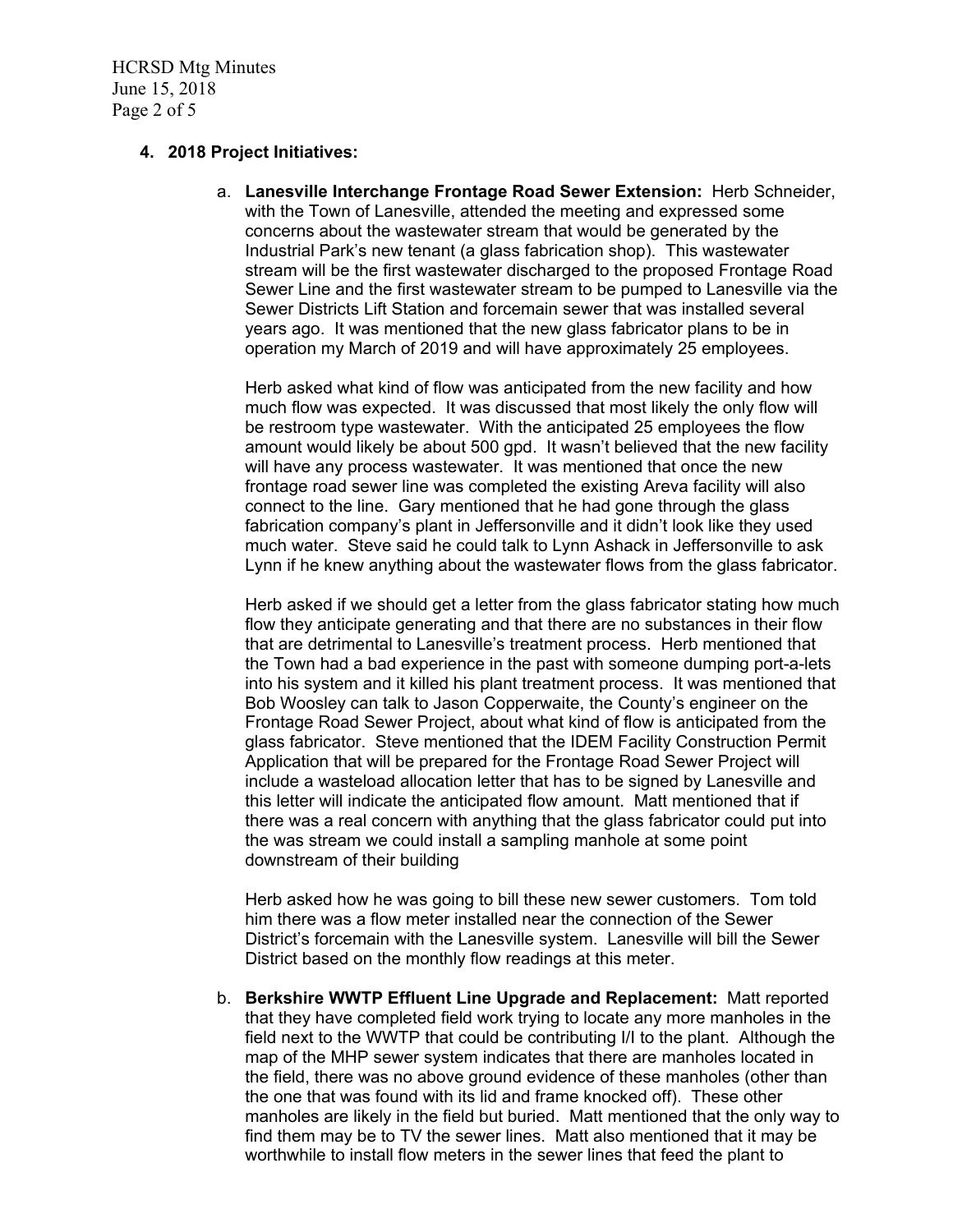4. **2018 Project Initiatives:**

   a. **Lanesville Interchange Frontage Road Sewer Extension:** Herb Schneider, with the Town of Lanesville, attended the meeting and expressed some concerns about the wastewater stream that would be generated by the Industrial Park's new tenant (a glass fabrication shop). This wastewater stream will be the first wastewater discharged to the proposed Frontage Road Sewer Line and the first wastewater stream to be pumped to Lanesville via the Sewer Districts Lift Station and forcemain sewer that was installed several years ago. It was mentioned that the new glass fabricator plans to be in operation my March of 2019 and will have approximately 25 employees.

      Herb asked what kind of flow was anticipated from the new facility and how much flow was expected. It was discussed that most likely the only flow will be restroom type wastewater. With the anticipated 25 employees the flow amount would likely be about 500 gpd. It wasn't believed that the new facility will have any process wastewater. It was mentioned that once the new frontage road sewer line was completed the existing Areva facility will also connect to the line. Gary mentioned that he had gone through the glass fabrication company's plant in Jeffersonville and it didn't look like they used much water. Steve said he could talk to Lynn Ashack in Jeffersonville to ask Lynn if he knew anything about the wastewater flows from the glass fabricator.

      Herb asked if we should get a letter from the glass fabricator stating how much flow they anticipate generating and that there are no substances in their flow that are detrimental to Lanesville's treatment process. Herb mentioned that the Town had a bad experience in the past with someone dumping port-a-lets into his system and it killed his plant treatment process. It was mentioned that Bob Woosley can talk to Jason Copperwaite, the County's engineer on the Frontage Road Sewer Project, about what kind of flow is anticipated from the glass fabricator. Steve mentioned that the IDEM Facility Construction Permit Application that will be prepared for the Frontage Road Sewer Project will include a wasteload allocation letter that has to be signed by Lanesville and this letter will indicate the anticipated flow amount. Matt mentioned that if there was a real concern with anything that the glass fabricator could put into the was stream we could install a sampling manhole at some point downstream of their building

      Herb asked how he was going to bill these new sewer customers. Tom told him there was a flow meter installed near the connection of the Sewer District's forcemain with the Lanesville system. Lanesville will bill the Sewer District based on the monthly flow readings at this meter.

   b. **Berkshire WWTP Effluent Line Upgrade and Replacement:** Matt reported that they have completed field work trying to locate any more manholes in the field next to the WWTP that could be contributing I/I to the plant. Although the map of the MHP sewer system indicates that there are manholes located in the field, there was no above ground evidence of these manholes (other than the one that was found with its lid and frame knocked off). These other manholes are likely in the field but buried. Matt mentioned that the only way to find them may be to TV the sewer lines. Matt also mentioned that it may be worthwhile to install flow meters in the sewer lines that feed the plant to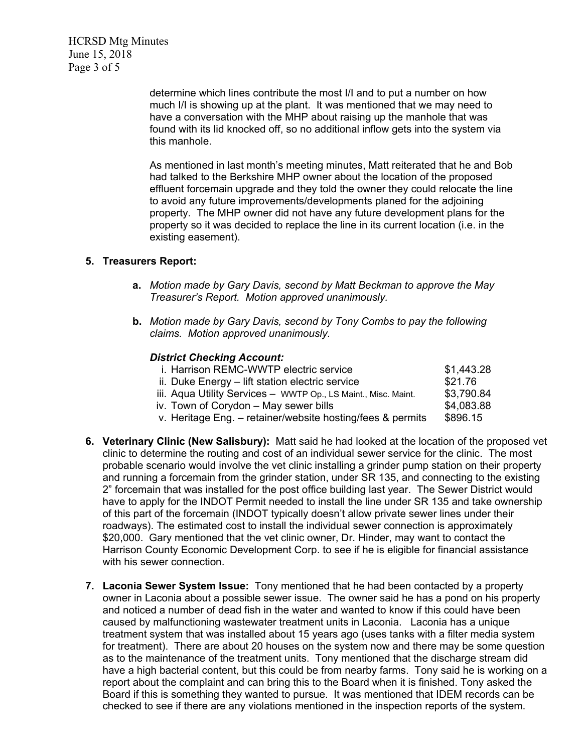determine which lines contribute the most I/I and to put a number on how much I/I is showing up at the plant. It was mentioned that we may need to have a conversation with the MHP about raising up the manhole that was found with its lid knocked off, so no additional inflow gets into the system via this manhole.

As mentioned in last month's meeting minutes, Matt reiterated that he and Bob had talked to the Berkshire MHP owner about the location of the proposed effluent forcemain upgrade and they told the owner they could relocate the line to avoid any future improvements/developments planed for the adjoining property. The MHP owner did not have any future development plans for the property so it was decided to replace the line in its current location (i.e. in the existing easement).

5. **Treasurers Report:**

   **a.** *Motion made by Gary Davis, second by Matt Beckman to approve the May Treasurer's Report. Motion approved unanimously.*

   **b.** *Motion made by Gary Davis, second by Tony Combs to pay the following claims. Motion approved unanimously.*

   ***District Checking Account:***

   | | |
   |---|---|
   | i. Harrison REMC-WWTP electric service | $1,443.28 |
   | ii. Duke Energy – lift station electric service | $21.76 |
   | iii. Aqua Utility Services – WWTP Op., LS Maint., Misc. Maint. | $3,790.84 |
   | iv. Town of Corydon – May sewer bills | $4,083.88 |
   | v. Heritage Eng. – retainer/website hosting/fees & permits | $896.15 |

6. **Veterinary Clinic (New Salisbury):** Matt said he had looked at the location of the proposed vet clinic to determine the routing and cost of an individual sewer service for the clinic. The most probable scenario would involve the vet clinic installing a grinder pump station on their property and running a forcemain from the grinder station, under SR 135, and connecting to the existing 2" forcemain that was installed for the post office building last year. The Sewer District would have to apply for the INDOT Permit needed to install the line under SR 135 and take ownership of this part of the forcemain (INDOT typically doesn't allow private sewer lines under their roadways). The estimated cost to install the individual sewer connection is approximately $20,000. Gary mentioned that the vet clinic owner, Dr. Hinder, may want to contact the Harrison County Economic Development Corp. to see if he is eligible for financial assistance with his sewer connection.

7. **Laconia Sewer System Issue:** Tony mentioned that he had been contacted by a property owner in Laconia about a possible sewer issue. The owner said he has a pond on his property and noticed a number of dead fish in the water and wanted to know if this could have been caused by malfunctioning wastewater treatment units in Laconia. Laconia has a unique treatment system that was installed about 15 years ago (uses tanks with a filter media system for treatment). There are about 20 houses on the system now and there may be some question as to the maintenance of the treatment units. Tony mentioned that the discharge stream did have a high bacterial content, but this could be from nearby farms. Tony said he is working on a report about the complaint and can bring this to the Board when it is finished. Tony asked the Board if this is something they wanted to pursue. It was mentioned that IDEM records can be checked to see if there are any violations mentioned in the inspection reports of the system.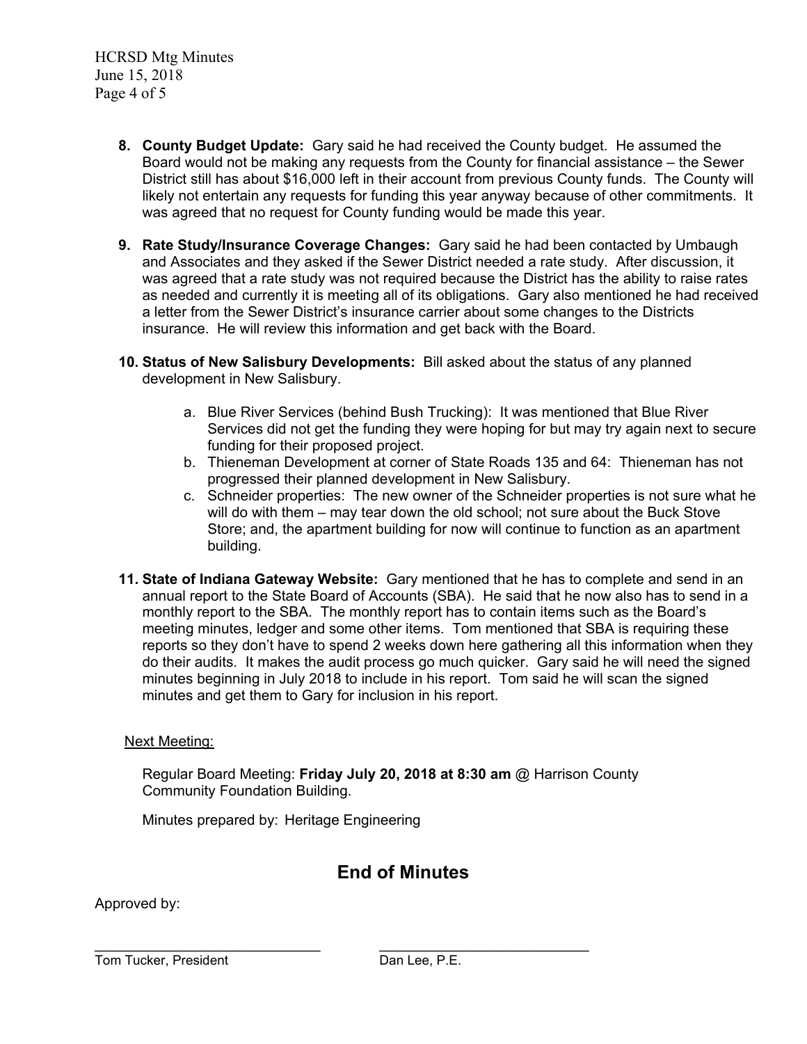8. **County Budget Update:** Gary said he had received the County budget. He assumed the Board would not be making any requests from the County for financial assistance – the Sewer District still has about $16,000 left in their account from previous County funds. The County will likely not entertain any requests for funding this year anyway because of other commitments. It was agreed that no request for County funding would be made this year.

9. **Rate Study/Insurance Coverage Changes:** Gary said he had been contacted by Umbaugh and Associates and they asked if the Sewer District needed a rate study. After discussion, it was agreed that a rate study was not required because the District has the ability to raise rates as needed and currently it is meeting all of its obligations. Gary also mentioned he had received a letter from the Sewer District's insurance carrier about some changes to the Districts insurance. He will review this information and get back with the Board.

10. **Status of New Salisbury Developments:** Bill asked about the status of any planned development in New Salisbury.

    a. Blue River Services (behind Bush Trucking): It was mentioned that Blue River Services did not get the funding they were hoping for but may try again next to secure funding for their proposed project.
    b. Thieneman Development at corner of State Roads 135 and 64: Thieneman has not progressed their planned development in New Salisbury.
    c. Schneider properties: The new owner of the Schneider properties is not sure what he will do with them – may tear down the old school; not sure about the Buck Stove Store; and, the apartment building for now will continue to function as an apartment building.

11. **State of Indiana Gateway Website:** Gary mentioned that he has to complete and send in an annual report to the State Board of Accounts (SBA). He said that he now also has to send in a monthly report to the SBA. The monthly report has to contain items such as the Board's meeting minutes, ledger and some other items. Tom mentioned that SBA is requiring these reports so they don't have to spend 2 weeks down here gathering all this information when they do their audits. It makes the audit process go much quicker. Gary said he will need the signed minutes beginning in July 2018 to include in his report. Tom said he will scan the signed minutes and get them to Gary for inclusion in his report.

Next Meeting:

Regular Board Meeting: **Friday July 20, 2018 at 8:30 am** @ Harrison County Community Foundation Building.

Minutes prepared by: Heritage Engineering

## End of Minutes

Approved by:

| ______________________________ | ______________________________ |
| --- | --- |
| Tom Tucker, President | Dan Lee, P.E. |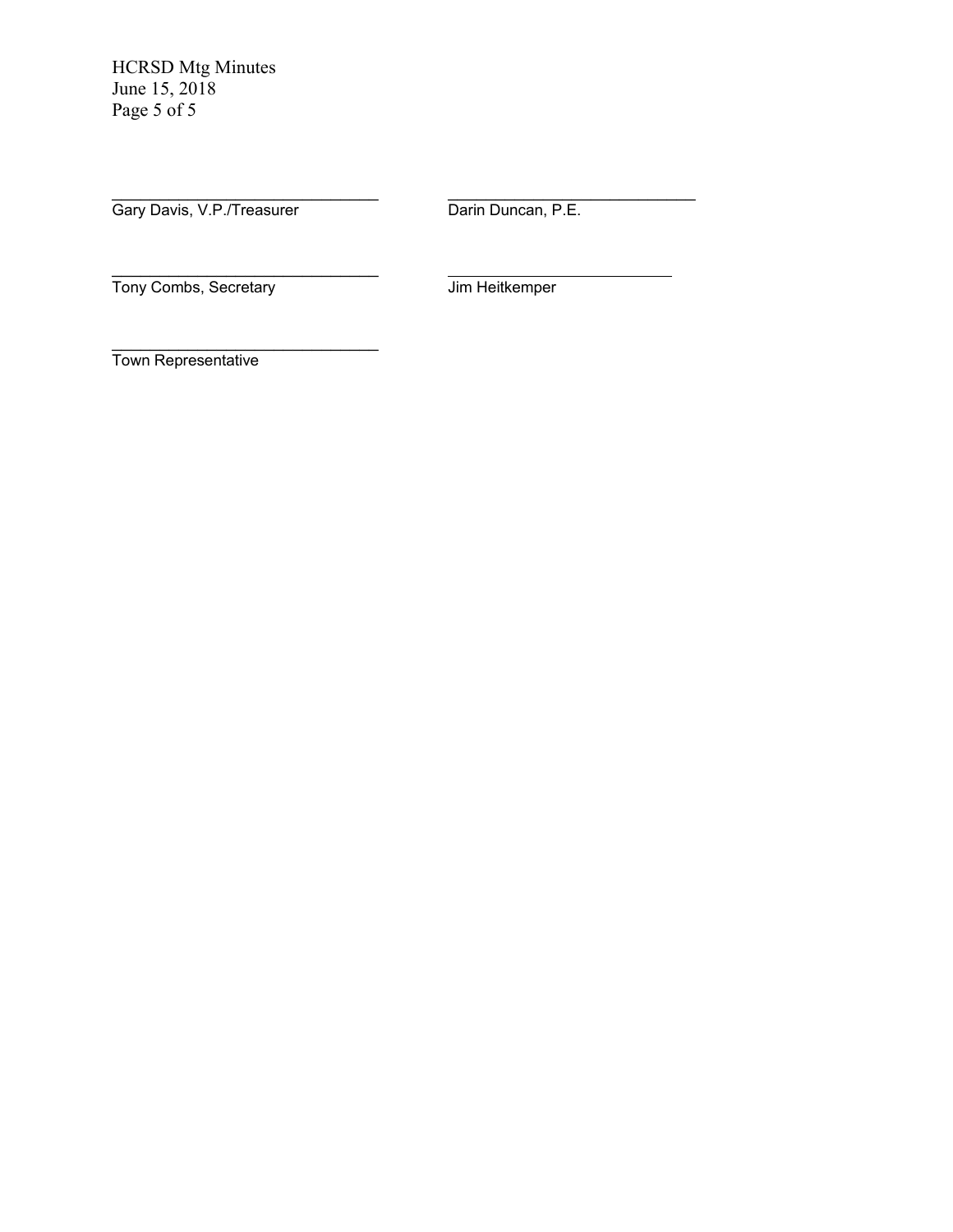_______________________________ _______________________________
Gary Davis, V.P./Treasurer Darin Duncan, P.E.

_______________________________ _______________________________
Tony Combs, Secretary Jim Heitkemper

_______________________________
Town Representative